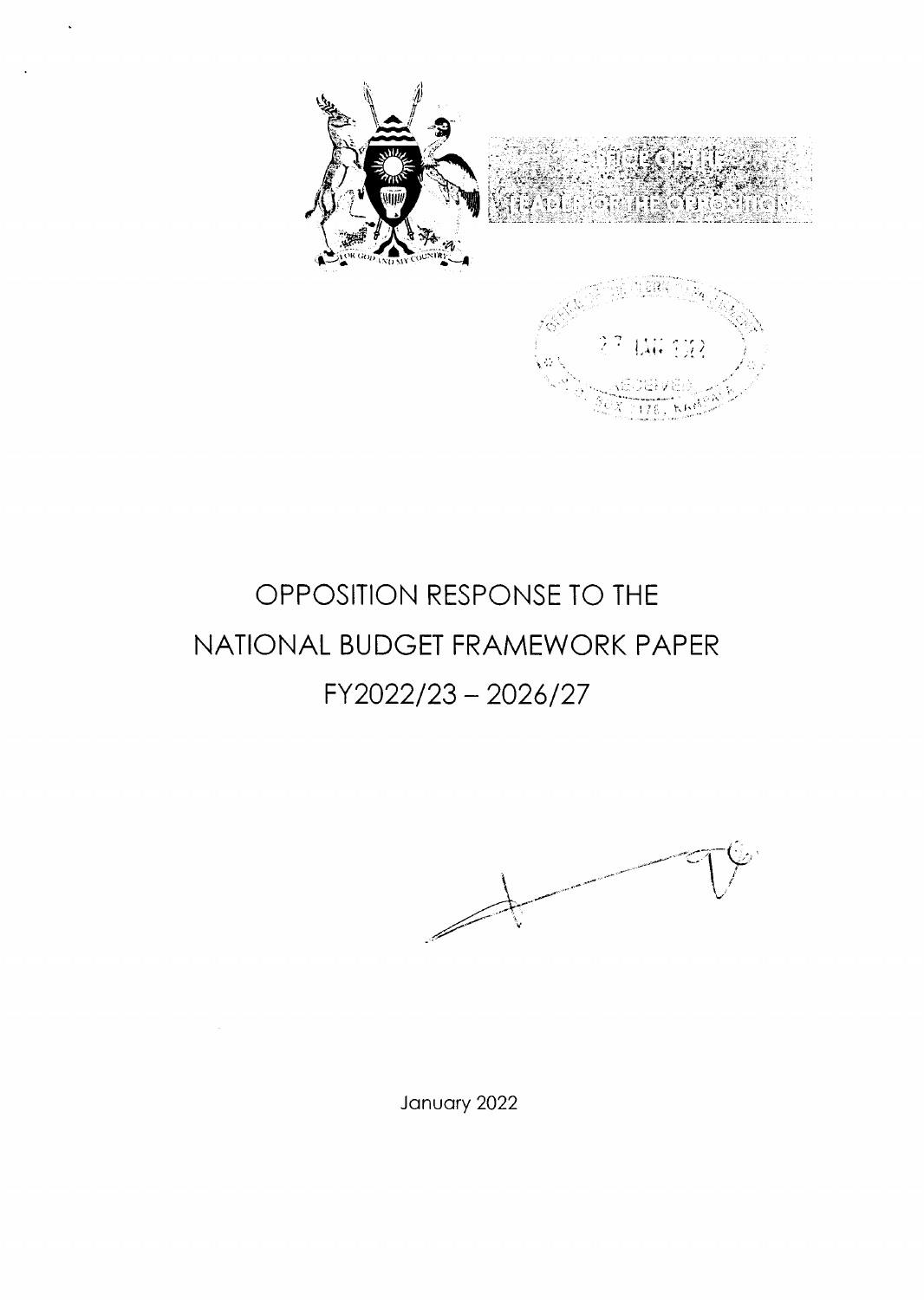OFFICE OF THE LEADER OF THE OPPOSITION

# OPPOSITION RESPONSE TO THE NATIONAL BUDGET FRAMEWORK PAPER FY2022/23 – 2026/27

January 2022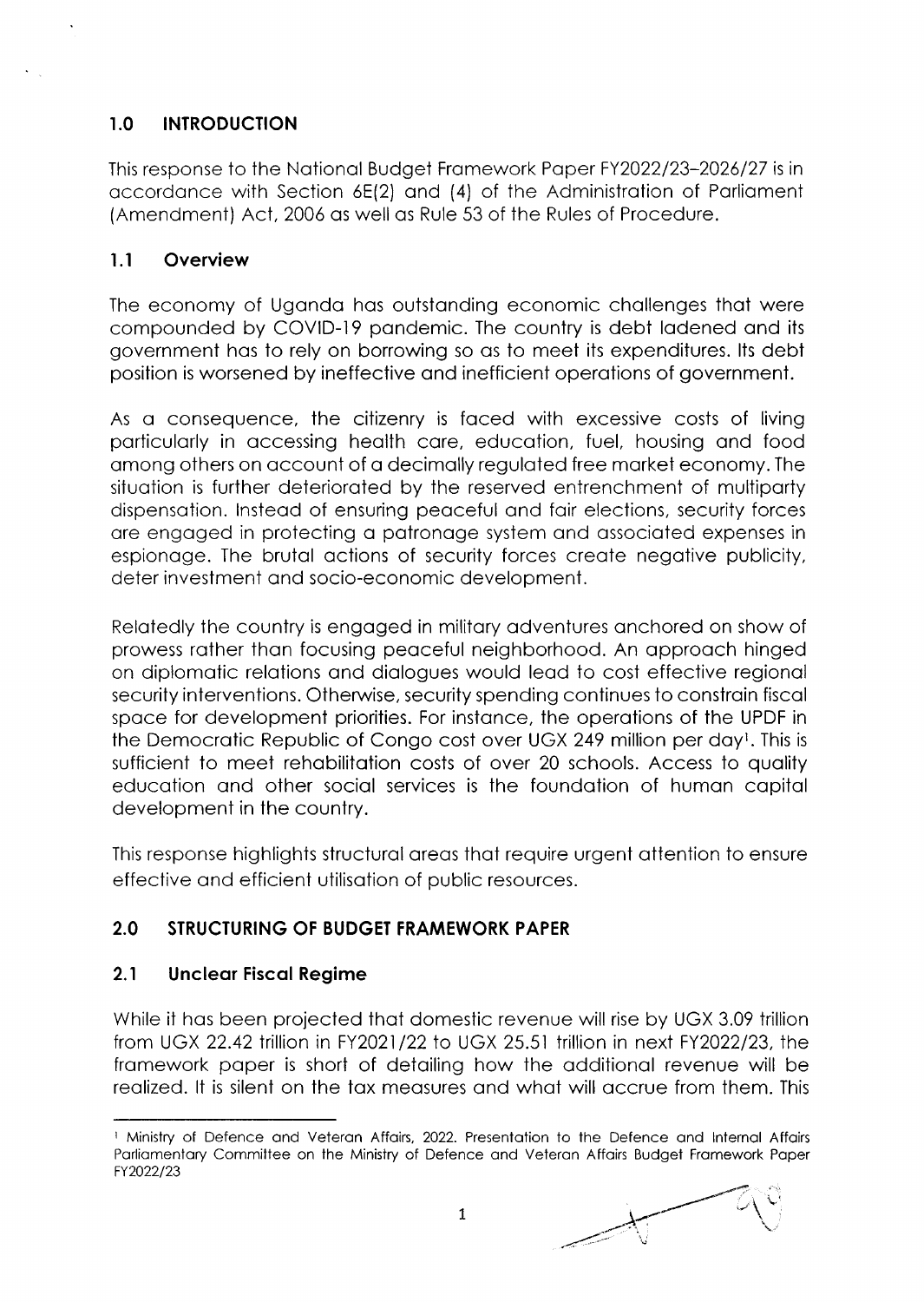## 1.0 INTRODUCTION

This response to the National Budget Framework Paper FY2022/23–2026/27 is in accordance with Section 6E(2) and (4) of the Administration of Parliament (Amendment) Act, 2006 as well as Rule 53 of the Rules of Procedure.

### 1.1 Overview

The economy of Uganda has outstanding economic challenges that were compounded by COVID-19 pandemic. The country is debt ladened and its government has to rely on borrowing so as to meet its expenditures. Its debt position is worsened by ineffective and inefficient operations of government.

As a consequence, the citizenry is faced with excessive costs of living particularly in accessing health care, education, fuel, housing and food among others on account of a decimally regulated free market economy. The situation is further deteriorated by the reserved entrenchment of multiparty dispensation. Instead of ensuring peaceful and fair elections, security forces are engaged in protecting a patronage system and associated expenses in espionage. The brutal actions of security forces create negative publicity, deter investment and socio-economic development.

Relatedly the country is engaged in military adventures anchored on show of prowess rather than focusing peaceful neighborhood. An approach hinged on diplomatic relations and dialogues would lead to cost effective regional security interventions. Otherwise, security spending continues to constrain fiscal space for development priorities. For instance, the operations of the UPDF in the Democratic Republic of Congo cost over UGX 249 million per day[1]. This is sufficient to meet rehabilitation costs of over 20 schools. Access to quality education and other social services is the foundation of human capital development in the country.

This response highlights structural areas that require urgent attention to ensure effective and efficient utilisation of public resources.

## 2.0 STRUCTURING OF BUDGET FRAMEWORK PAPER

### 2.1 Unclear Fiscal Regime

While it has been projected that domestic revenue will rise by UGX 3.09 trillion from UGX 22.42 trillion in FY2021/22 to UGX 25.51 trillion in next FY2022/23, the framework paper is short of detailing how the additional revenue will be realized. It is silent on the tax measures and what will accrue from them. This

---

[1] Ministry of Defence and Veteran Affairs, 2022. Presentation to the Defence and Internal Affairs Parliamentary Committee on the Ministry of Defence and Veteran Affairs Budget Framework Paper FY2022/23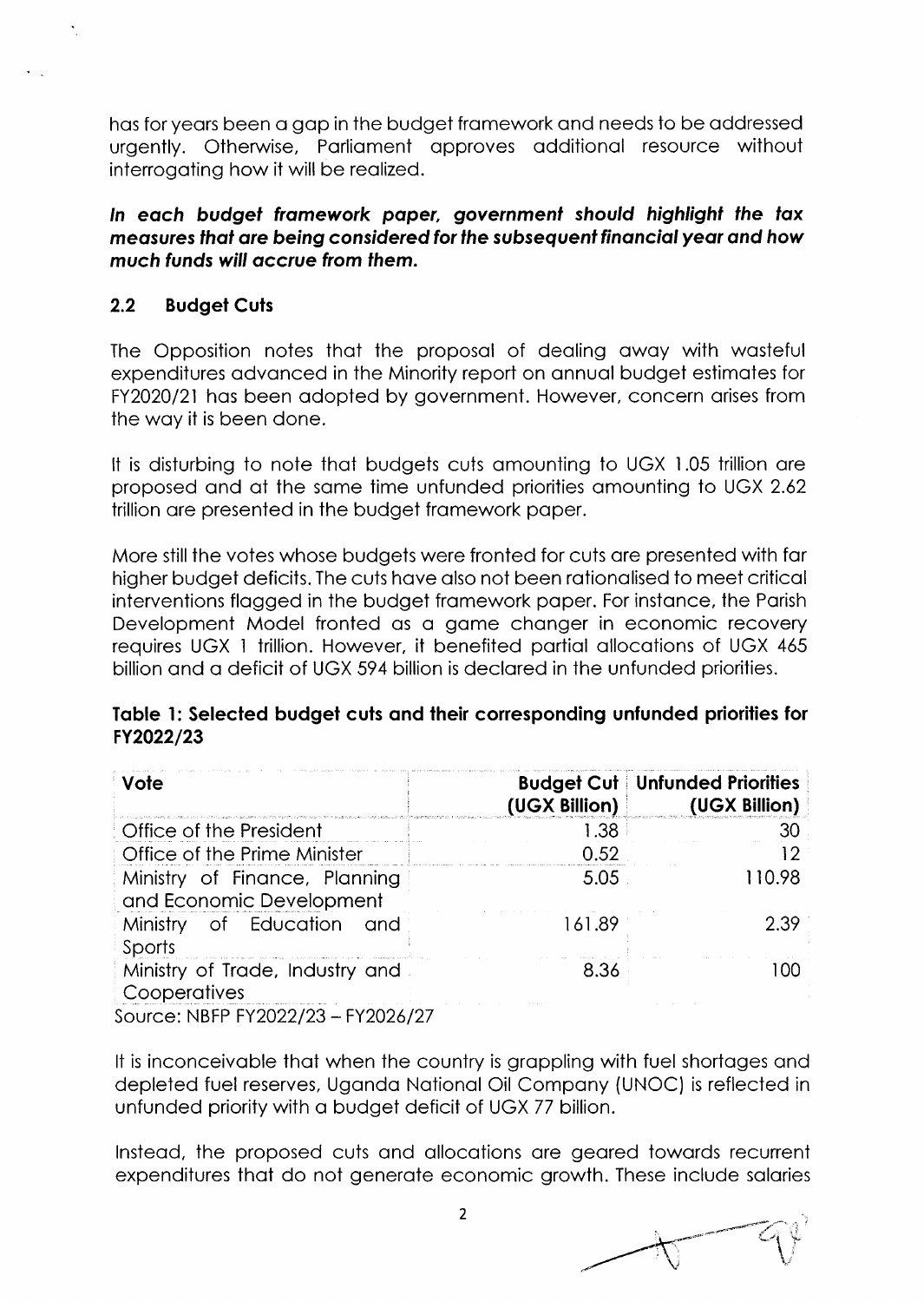has for years been a gap in the budget framework and needs to be addressed urgently. Otherwise, Parliament approves additional resource without interrogating how it will be realized.

***In each budget framework paper, government should highlight the tax measures that are being considered for the subsequent financial year and how much funds will accrue from them.***

### 2.2 Budget Cuts

The Opposition notes that the proposal of dealing away with wasteful expenditures advanced in the Minority report on annual budget estimates for FY2020/21 has been adopted by government. However, concern arises from the way it is been done.

It is disturbing to note that budgets cuts amounting to UGX 1.05 trillion are proposed and at the same time unfunded priorities amounting to UGX 2.62 trillion are presented in the budget framework paper.

More still the votes whose budgets were fronted for cuts are presented with far higher budget deficits. The cuts have also not been rationalised to meet critical interventions flagged in the budget framework paper. For instance, the Parish Development Model fronted as a game changer in economic recovery requires UGX 1 trillion. However, it benefited partial allocations of UGX 465 billion and a deficit of UGX 594 billion is declared in the unfunded priorities.

**Table 1: Selected budget cuts and their corresponding unfunded priorities for FY2022/23**

| Vote | Budget Cut (UGX Billion) | Unfunded Priorities (UGX Billion) |
|---|---|---|
| Office of the President | 1.38 | 30 |
| Office of the Prime Minister | 0.52 | 12 |
| Ministry of Finance, Planning and Economic Development | 5.05 | 110.98 |
| Ministry of Education and Sports | 161.89 | 2.39 |
| Ministry of Trade, Industry and Cooperatives | 8.36 | 100 |

Source: NBFP FY2022/23 – FY2026/27

It is inconceivable that when the country is grappling with fuel shortages and depleted fuel reserves, Uganda National Oil Company (UNOC) is reflected in unfunded priority with a budget deficit of UGX 77 billion.

Instead, the proposed cuts and allocations are geared towards recurrent expenditures that do not generate economic growth. These include salaries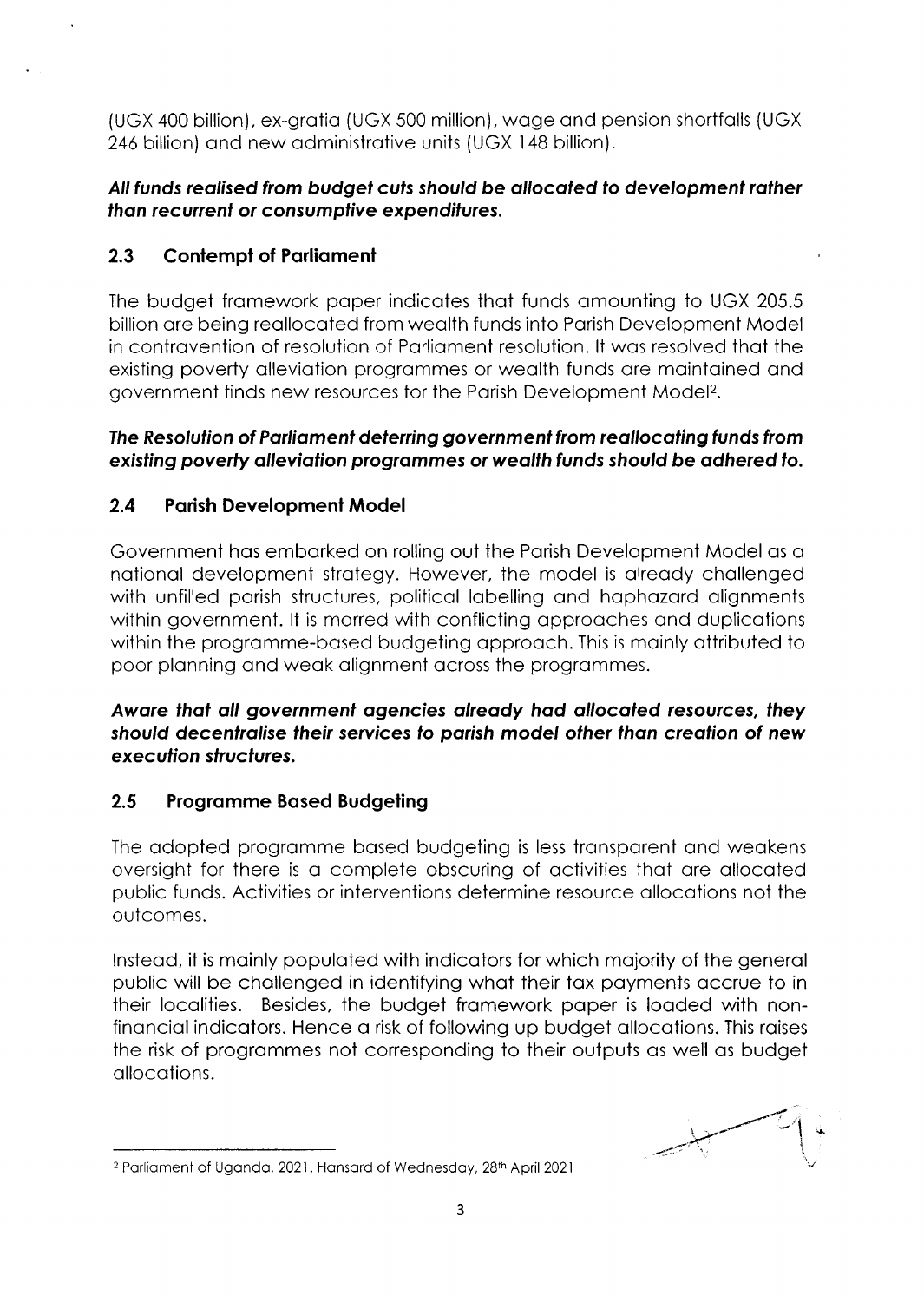(UGX 400 billion), ex-gratia (UGX 500 million), wage and pension shortfalls (UGX 246 billion) and new administrative units (UGX 148 billion).

***All funds realised from budget cuts should be allocated to development rather than recurrent or consumptive expenditures.***

## 2.3 Contempt of Parliament

The budget framework paper indicates that funds amounting to UGX 205.5 billion are being reallocated from wealth funds into Parish Development Model in contravention of resolution of Parliament resolution. It was resolved that the existing poverty alleviation programmes or wealth funds are maintained and government finds new resources for the Parish Development Model[2].

***The Resolution of Parliament deterring government from reallocating funds from existing poverty alleviation programmes or wealth funds should be adhered to.***

## 2.4 Parish Development Model

Government has embarked on rolling out the Parish Development Model as a national development strategy. However, the model is already challenged with unfilled parish structures, political labelling and haphazard alignments within government. It is marred with conflicting approaches and duplications within the programme-based budgeting approach. This is mainly attributed to poor planning and weak alignment across the programmes.

***Aware that all government agencies already had allocated resources, they should decentralise their services to parish model other than creation of new execution structures.***

## 2.5 Programme Based Budgeting

The adopted programme based budgeting is less transparent and weakens oversight for there is a complete obscuring of activities that are allocated public funds. Activities or interventions determine resource allocations not the outcomes.

Instead, it is mainly populated with indicators for which majority of the general public will be challenged in identifying what their tax payments accrue to in their localities. Besides, the budget framework paper is loaded with non-financial indicators. Hence a risk of following up budget allocations. This raises the risk of programmes not corresponding to their outputs as well as budget allocations.

---

[2] Parliament of Uganda, 2021. Hansard of Wednesday, 28th April 2021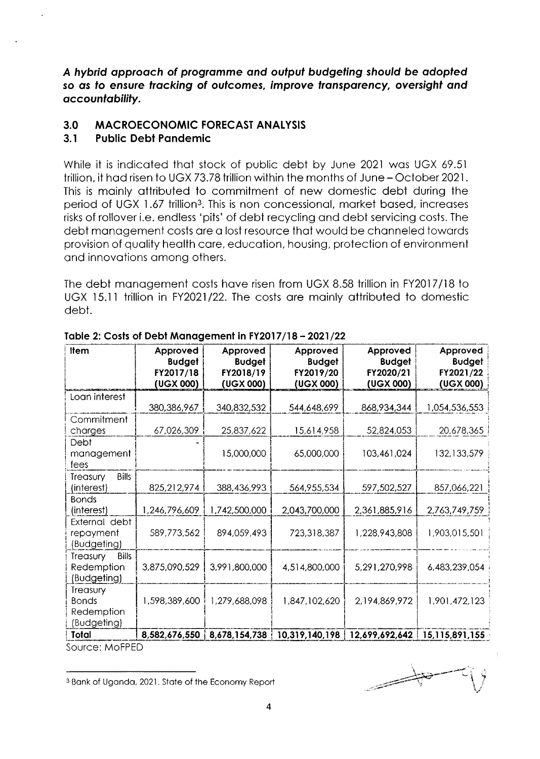***A hybrid approach of programme and output budgeting should be adopted so as to ensure tracking of outcomes, improve transparency, oversight and accountability.***

## 3.0 MACROECONOMIC FORECAST ANALYSIS

### 3.1 Public Debt Pandemic

While it is indicated that stock of public debt by June 2021 was UGX 69.51 trillion, it had risen to UGX 73.78 trillion within the months of June – October 2021. This is mainly attributed to commitment of new domestic debt during the period of UGX 1.67 trillion[3]. This is non concessional, market based, increases risks of rollover i.e. endless 'pits' of debt recycling and debt servicing costs. The debt management costs are a lost resource that would be channeled towards provision of quality health care, education, housing, protection of environment and innovations among others.

The debt management costs have risen from UGX 8.58 trillion in FY2017/18 to UGX 15.11 trillion in FY2021/22. The costs are mainly attributed to domestic debt.

**Table 2: Costs of Debt Management in FY2017/18 – 2021/22**

| Item | Approved Budget FY2017/18 (UGX 000) | Approved Budget FY2018/19 (UGX 000) | Approved Budget FY2019/20 (UGX 000) | Approved Budget FY2020/21 (UGX 000) | Approved Budget FY2021/22 (UGX 000) |
|---|---|---|---|---|---|
| Loan interest | 380,386,967 | 340,832,532 | 544,648,699 | 868,934,344 | 1,054,536,553 |
| Commitment charges | 67,026,309 | 25,837,622 | 15,614,958 | 52,824,053 | 20,678,365 |
| Debt management fees | - | 15,000,000 | 65,000,000 | 103,461,024 | 132,133,579 |
| Treasury Bills (interest) | 825,212,974 | 388,436,993 | 564,955,534 | 597,502,527 | 857,066,221 |
| Bonds (interest) | 1,246,796,609 | 1,742,500,000 | 2,043,700,000 | 2,361,885,916 | 2,763,749,759 |
| External debt repayment (Budgeting) | 589,773,562 | 894,059,493 | 723,318,387 | 1,228,943,808 | 1,903,015,501 |
| Treasury Bills Redemption (Budgeting) | 3,875,090,529 | 3,991,800,000 | 4,514,800,000 | 5,291,270,998 | 6,483,239,054 |
| Treasury Bonds Redemption (Budgeting) | 1,598,389,600 | 1,279,688,098 | 1,847,102,620 | 2,194,869,972 | 1,901,472,123 |
| **Total** | **8,582,676,550** | **8,678,154,738** | **10,319,140,198** | **12,699,692,642** | **15,115,891,155** |

Source: MoFPED

[3] Bank of Uganda, 2021. State of the Economy Report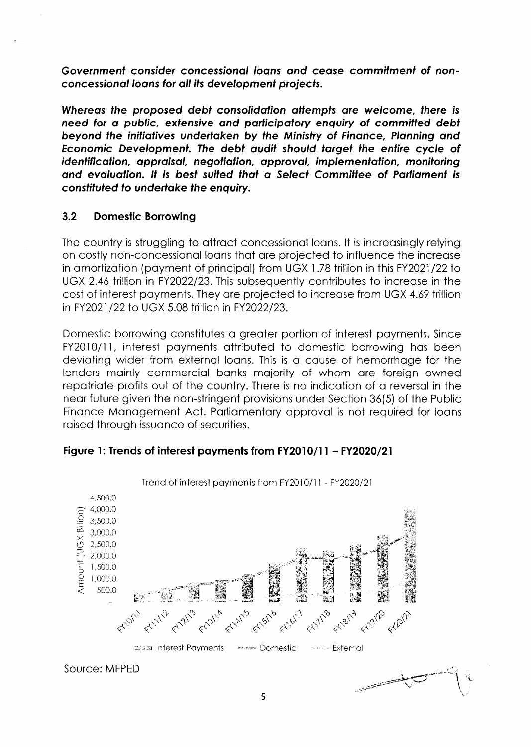***Government consider concessional loans and cease commitment of non-concessional loans for all its development projects.***

***Whereas the proposed debt consolidation attempts are welcome, there is need for a public, extensive and participatory enquiry of committed debt beyond the initiatives undertaken by the Ministry of Finance, Planning and Economic Development. The debt audit should target the entire cycle of identification, appraisal, negotiation, approval, implementation, monitoring and evaluation. It is best suited that a Select Committee of Parliament is constituted to undertake the enquiry.***

### 3.2 Domestic Borrowing

The country is struggling to attract concessional loans. It is increasingly relying on costly non-concessional loans that are projected to influence the increase in amortization (payment of principal) from UGX 1.78 trillion in this FY2021/22 to UGX 2.46 trillion in FY2022/23. This subsequently contributes to increase in the cost of interest payments. They are projected to increase from UGX 4.69 trillion in FY2021/22 to UGX 5.08 trillion in FY2022/23.

Domestic borrowing constitutes a greater portion of interest payments. Since FY2010/11, interest payments attributed to domestic borrowing has been deviating wider from external loans. This is a cause of hemorrhage for the lenders mainly commercial banks majority of whom are foreign owned repatriate profits out of the country. There is no indication of a reversal in the near future given the non-stringent provisions under Section 36(5) of the Public Finance Management Act. Parliamentary approval is not required for loans raised through issuance of securities.

**Figure 1: Trends of interest payments from FY2010/11 – FY2020/21**

Trend of interest payments from FY2010/11 - FY2020/21

Amount (UGX Billion): 4,500.0; 4,000.0; 3,500.0; 3,000.0; 2,500.0; 2,000.0; 1,500.0; 1,000.0; 500.0; -

FY10/11, FY11/12, FY12/13, FY13/14, FY14/15, FY15/16, FY16/17, FY17/18, FY18/19, FY19/20, FY20/21

Interest Payments — Domestic — External

Source: MFPED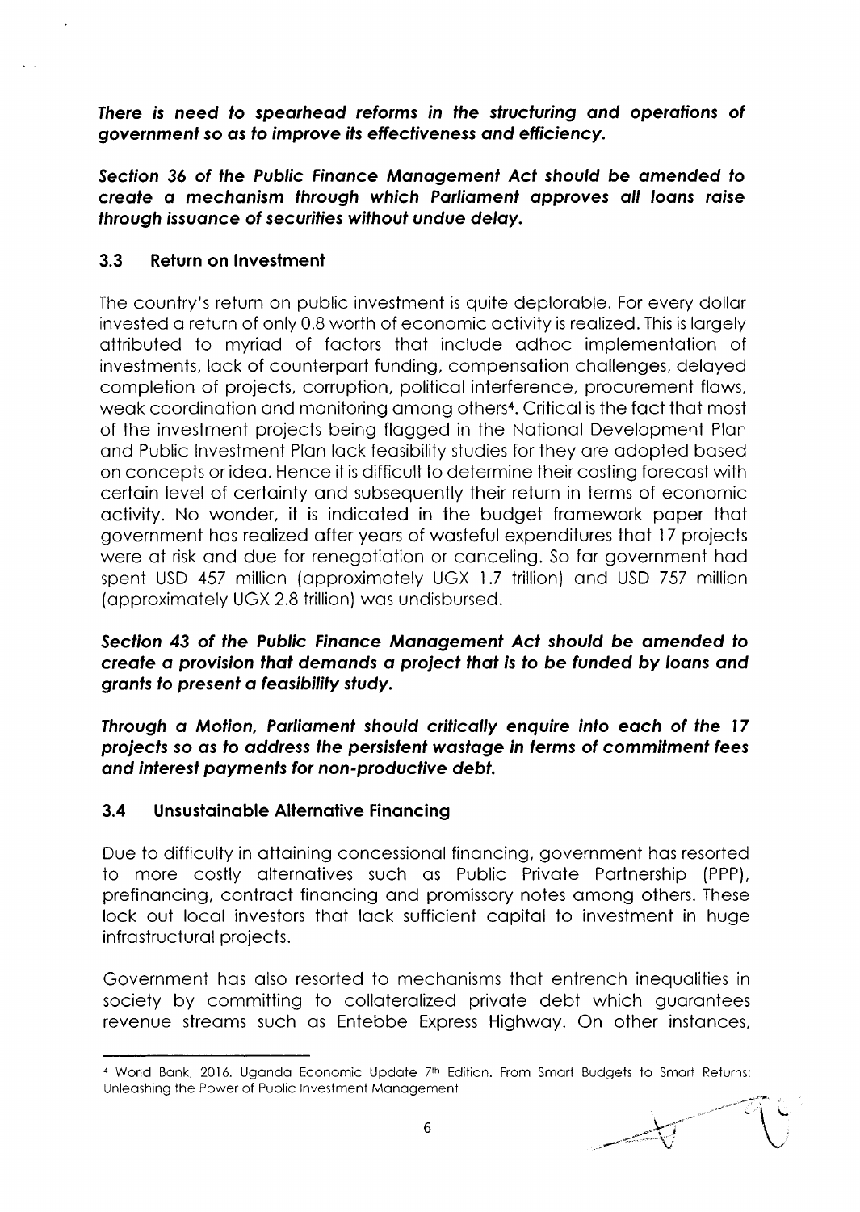***There is need to spearhead reforms in the structuring and operations of government so as to improve its effectiveness and efficiency.***

***Section 36 of the Public Finance Management Act should be amended to create a mechanism through which Parliament approves all loans raise through issuance of securities without undue delay.***

### 3.3 Return on Investment

The country's return on public investment is quite deplorable. For every dollar invested a return of only 0.8 worth of economic activity is realized. This is largely attributed to myriad of factors that include adhoc implementation of investments, lack of counterpart funding, compensation challenges, delayed completion of projects, corruption, political interference, procurement flaws, weak coordination and monitoring among others[4]. Critical is the fact that most of the investment projects being flagged in the National Development Plan and Public Investment Plan lack feasibility studies for they are adopted based on concepts or idea. Hence it is difficult to determine their costing forecast with certain level of certainty and subsequently their return in terms of economic activity. No wonder, it is indicated in the budget framework paper that government has realized after years of wasteful expenditures that 17 projects were at risk and due for renegotiation or canceling. So far government had spent USD 457 million (approximately UGX 1.7 trillion) and USD 757 million (approximately UGX 2.8 trillion) was undisbursed.

***Section 43 of the Public Finance Management Act should be amended to create a provision that demands a project that is to be funded by loans and grants to present a feasibility study.***

***Through a Motion, Parliament should critically enquire into each of the 17 projects so as to address the persistent wastage in terms of commitment fees and interest payments for non-productive debt.***

### 3.4 Unsustainable Alternative Financing

Due to difficulty in attaining concessional financing, government has resorted to more costly alternatives such as Public Private Partnership (PPP), prefinancing, contract financing and promissory notes among others. These lock out local investors that lack sufficient capital to investment in huge infrastructural projects.

Government has also resorted to mechanisms that entrench inequalities in society by committing to collateralized private debt which guarantees revenue streams such as Entebbe Express Highway. On other instances,

---

[4] World Bank, 2016. Uganda Economic Update 7th Edition. From Smart Budgets to Smart Returns: Unleashing the Power of Public Investment Management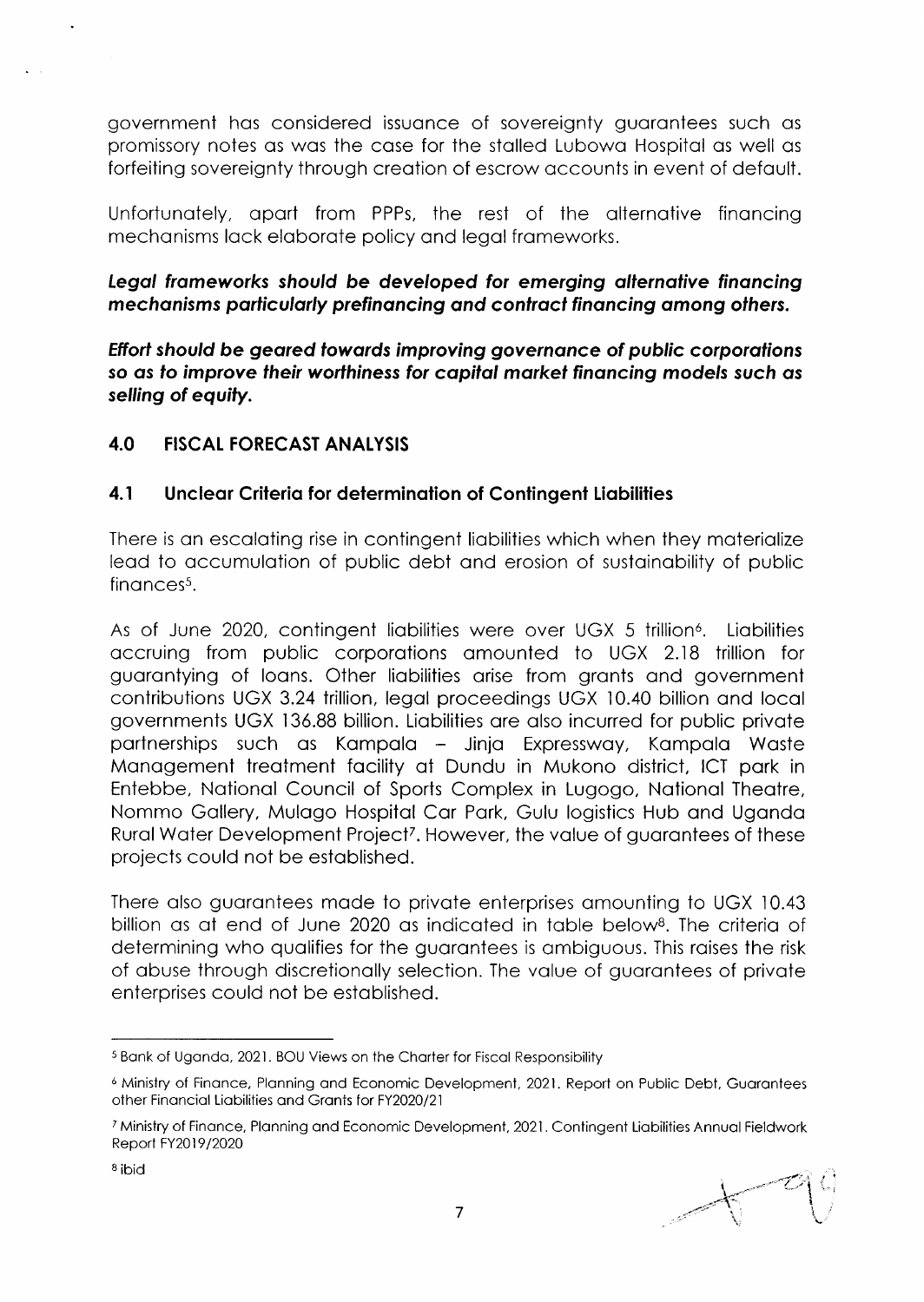government has considered issuance of sovereignty guarantees such as promissory notes as was the case for the stalled Lubowa Hospital as well as forfeiting sovereignty through creation of escrow accounts in event of default.

Unfortunately, apart from PPPs, the rest of the alternative financing mechanisms lack elaborate policy and legal frameworks.

***Legal frameworks should be developed for emerging alternative financing mechanisms particularly prefinancing and contract financing among others.***

***Effort should be geared towards improving governance of public corporations so as to improve their worthiness for capital market financing models such as selling of equity.***

## 4.0 FISCAL FORECAST ANALYSIS

### 4.1 Unclear Criteria for determination of Contingent Liabilities

There is an escalating rise in contingent liabilities which when they materialize lead to accumulation of public debt and erosion of sustainability of public finances[5].

As of June 2020, contingent liabilities were over UGX 5 trillion[6]. Liabilities accruing from public corporations amounted to UGX 2.18 trillion for guarantying of loans. Other liabilities arise from grants and government contributions UGX 3.24 trillion, legal proceedings UGX 10.40 billion and local governments UGX 136.88 billion. Liabilities are also incurred for public private partnerships such as Kampala – Jinja Expressway, Kampala Waste Management treatment facility at Dundu in Mukono district, ICT park in Entebbe, National Council of Sports Complex in Lugogo, National Theatre, Nommo Gallery, Mulago Hospital Car Park, Gulu logistics Hub and Uganda Rural Water Development Project[7]. However, the value of guarantees of these projects could not be established.

There also guarantees made to private enterprises amounting to UGX 10.43 billion as at end of June 2020 as indicated in table below[8]. The criteria of determining who qualifies for the guarantees is ambiguous. This raises the risk of abuse through discretionally selection. The value of guarantees of private enterprises could not be established.

---

[5] Bank of Uganda, 2021. BOU Views on the Charter for Fiscal Responsibility

[6] Ministry of Finance, Planning and Economic Development, 2021. Report on Public Debt, Guarantees other Financial Liabilities and Grants for FY2020/21

[7] Ministry of Finance, Planning and Economic Development, 2021. Contingent Liabilities Annual Fieldwork Report FY2019/2020

[8] ibid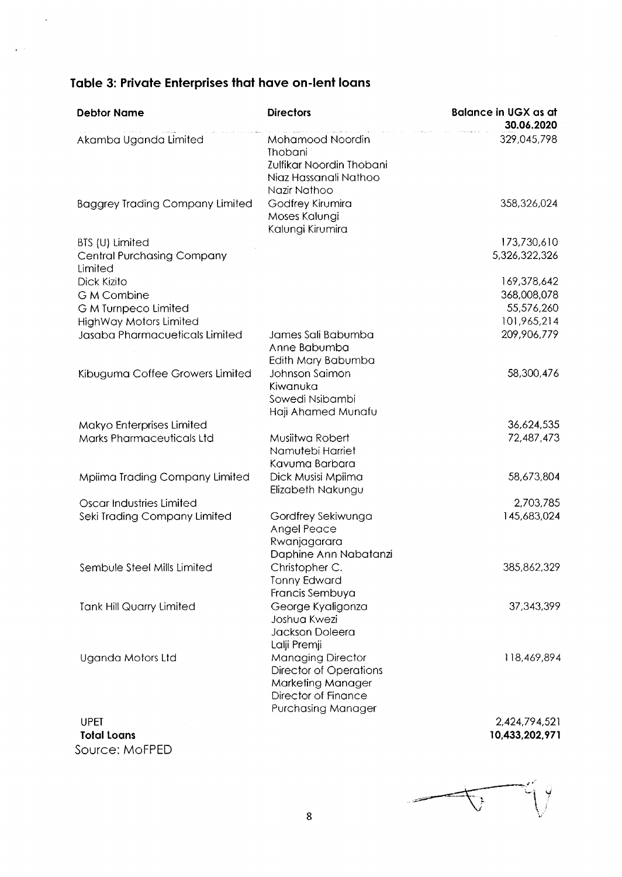## Table 3: Private Enterprises that have on-lent loans

| Debtor Name | Directors | Balance in UGX as at 30.06.2020 |
|---|---|---|
| Akamba Uganda Limited | Mohamood Noordin Thobani<br>Zulfikar Noordin Thobani<br>Niaz Hassanali Nathoo<br>Nazir Nathoo | 329,045,798 |
| Baggrey Trading Company Limited | Godfrey Kirumira<br>Moses Kalungi<br>Kalungi Kirumira | 358,326,024 |
| BTS (U) Limited | | 173,730,610 |
| Central Purchasing Company Limited | | 5,326,322,326 |
| Dick Kizito | | 169,378,642 |
| G M Combine | | 368,008,078 |
| G M Turnpeco Limited | | 55,576,260 |
| HighWay Motors Limited | | 101,965,214 |
| Jasaba Pharmacueticals Limited | James Sali Babumba<br>Anne Babumba<br>Edith Mary Babumba | 209,906,779 |
| Kibuguma Coffee Growers Limited | Johnson Saimon Kiwanuka<br>Sowedi Nsibambi<br>Haji Ahamed Munafu | 58,300,476 |
| Makyo Enterprises Limited | | 36,624,535 |
| Marks Pharmaceuticals Ltd | Musiitwa Robert<br>Namutebi Harriet<br>Kavuma Barbara | 72,487,473 |
| Mpiima Trading Company Limited | Dick Musisi Mpiima<br>Elizabeth Nakungu | 58,673,804 |
| Oscar Industries Limited | | 2,703,785 |
| Seki Trading Company Limited | Gordfrey Sekiwunga<br>Angel Peace Rwanjagarara<br>Daphine Ann Nabatanzi | 145,683,024 |
| Sembule Steel Mills Limited | Christopher C.<br>Tonny Edward<br>Francis Sembuya | 385,862,329 |
| Tank Hill Quarry Limited | George Kyaligonza<br>Joshua Kwezi<br>Jackson Doleera<br>Lalji Premji | 37,343,399 |
| Uganda Motors Ltd | Managing Director<br>Director of Operations<br>Marketing Manager<br>Director of Finance<br>Purchasing Manager | 118,469,894 |
| UPET | | 2,424,794,521 |
| **Total Loans** | | **10,433,202,971** |

Source: MoFPED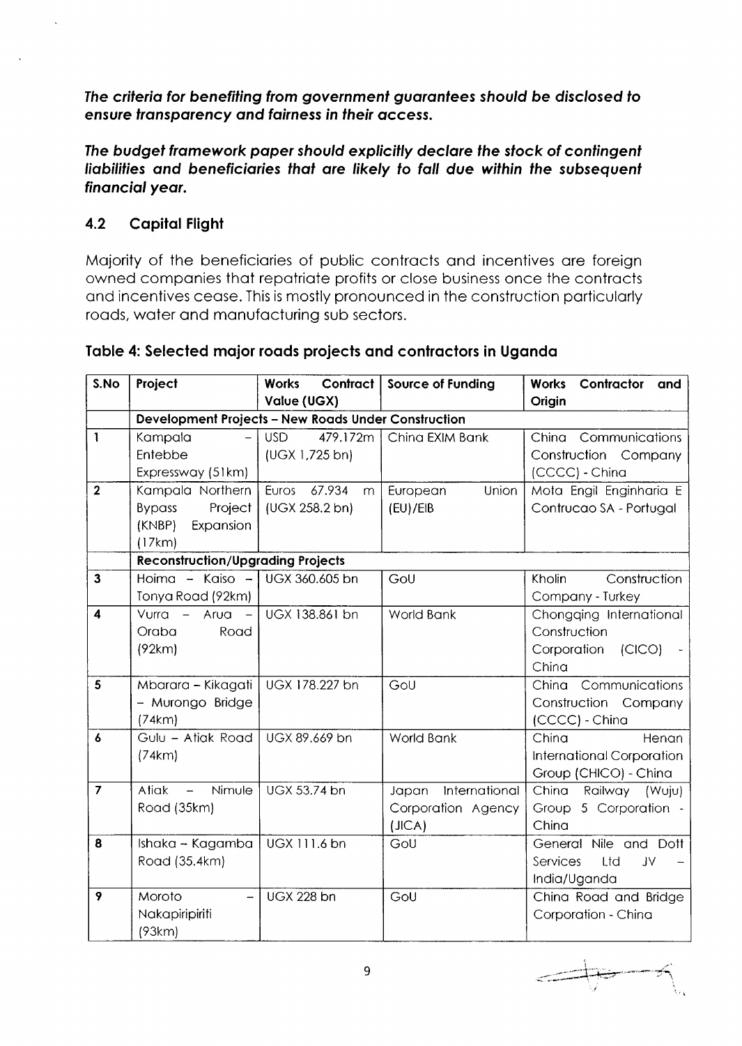***The criteria for benefiting from government guarantees should be disclosed to ensure transparency and fairness in their access.***

***The budget framework paper should explicitly declare the stock of contingent liabilities and beneficiaries that are likely to fall due within the subsequent financial year.***

## 4.2 Capital Flight

Majority of the beneficiaries of public contracts and incentives are foreign owned companies that repatriate profits or close business once the contracts and incentives cease. This is mostly pronounced in the construction particularly roads, water and manufacturing sub sectors.

### Table 4: Selected major roads projects and contractors in Uganda

| S.No | Project | Works Contract Value (UGX) | Source of Funding | Works Contractor and Origin |
|---|---|---|---|---|
| | **Development Projects – New Roads Under Construction** | | | |
| 1 | Kampala – Entebbe Expressway (51km) | USD 479.172m (UGX 1,725 bn) | China EXIM Bank | China Communications Construction Company (CCCC) - China |
| 2 | Kampala Northern Bypass Project (KNBP) Expansion (17km) | Euros 67.934 m (UGX 258.2 bn) | European Union (EU)/EIB | Mota Engil Enginharia E Contrucao SA - Portugal |
| | **Reconstruction/Upgrading Projects** | | | |
| 3 | Hoima – Kaiso – Tonya Road (92km) | UGX 360.605 bn | GoU | Kholin Construction Company - Turkey |
| 4 | Vurra – Arua – Oraba Road (92km) | UGX 138.861 bn | World Bank | Chongqing International Construction Corporation (CICO) - China |
| 5 | Mbarara – Kikagati – Murongo Bridge (74km) | UGX 178.227 bn | GoU | China Communications Construction Company (CCCC) - China |
| 6 | Gulu – Atiak Road (74km) | UGX 89.669 bn | World Bank | China Henan International Corporation Group (CHICO) - China |
| 7 | Atiak – Nimule Road (35km) | UGX 53.74 bn | Japan International Corporation Agency (JICA) | China Railway (Wuju) Group 5 Corporation - China |
| 8 | Ishaka – Kagamba Road (35.4km) | UGX 111.6 bn | GoU | General Nile and Dott Services Ltd JV – India/Uganda |
| 9 | Moroto – Nakapiripiriti (93km) | UGX 228 bn | GoU | China Road and Bridge Corporation - China |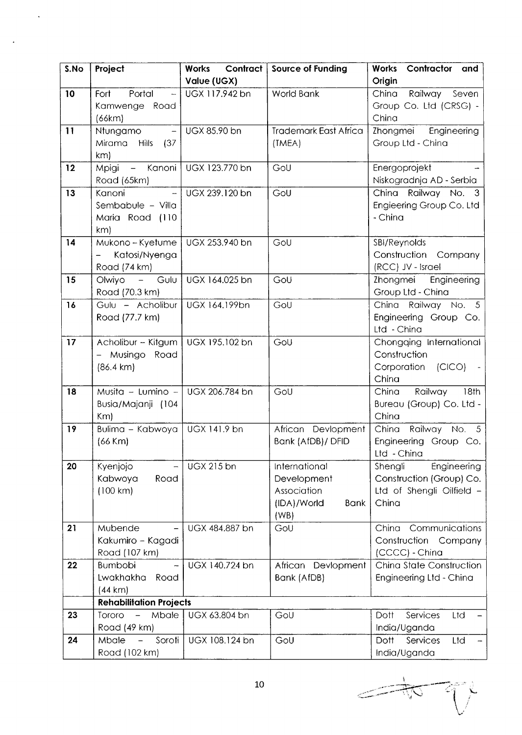| S.No | Project | Works Contract Value (UGX) | Source of Funding | Works Contractor and Origin |
|---|---|---|---|---|
| 10 | Fort Portal – Kamwenge Road (66km) | UGX 117.942 bn | World Bank | China Railway Seven Group Co. Ltd (CRSG) - China |
| 11 | Ntungamo – Mirama Hills (37 km) | UGX 85.90 bn | Trademark East Africa (TMEA) | Zhongmei Engineering Group Ltd - China |
| 12 | Mpigi – Kanoni Road (65km) | UGX 123.770 bn | GoU | Energoprojekt – Niskogradnja AD - Serbia |
| 13 | Kanoni – Sembabule – Villa Maria Road (110 km) | UGX 239.120 bn | GoU | China Railway No. 3 Engieering Group Co. Ltd - China |
| 14 | Mukono – Kyetume – Katosi/Nyenga Road (74 km) | UGX 253.940 bn | GoU | SBI/Reynolds Construction Company (RCC) JV - Israel |
| 15 | Olwiyo – Gulu Road (70.3 km) | UGX 164.025 bn | GoU | Zhongmei Engineering Group Ltd - China |
| 16 | Gulu – Acholibur Road (77.7 km) | UGX 164.199bn | GoU | China Railway No. 5 Engineering Group Co. Ltd - China |
| 17 | Acholibur – Kitgum – Musingo Road (86.4 km) | UGX 195.102 bn | GoU | Chongqing International Construction Corporation (CICO) - China |
| 18 | Musita – Lumino – Busia/Majanji (104 Km) | UGX 206.784 bn | GoU | China Railway 18th Bureau (Group) Co. Ltd - China |
| 19 | Bulima – Kabwoya (66 Km) | UGX 141.9 bn | African Devlopment Bank (AfDB)/ DFID | China Railway No. 5 Engineering Group Co. Ltd - China |
| 20 | Kyenjojo – Kabwoya Road (100 km) | UGX 215 bn | International Development Association (IDA)/World Bank (WB) | Shengli Engineering Construction (Group) Co. Ltd of Shengli Oilfield – China |
| 21 | Mubende – Kakumiro – Kagadi Road (107 km) | UGX 484.887 bn | GoU | China Communications Construction Company (CCCC) - China |
| 22 | Bumbobi – Lwakhakha Road (44 km) | UGX 140.724 bn | African Devlopment Bank (AfDB) | China State Construction Engineering Ltd - China |
| | **Rehabilitation Projects** | | | |
| 23 | Tororo – Mbale Road (49 km) | UGX 63.804 bn | GoU | Dott Services Ltd – India/Uganda |
| 24 | Mbale – Soroti Road (102 km) | UGX 108.124 bn | GoU | Dott Services Ltd – India/Uganda |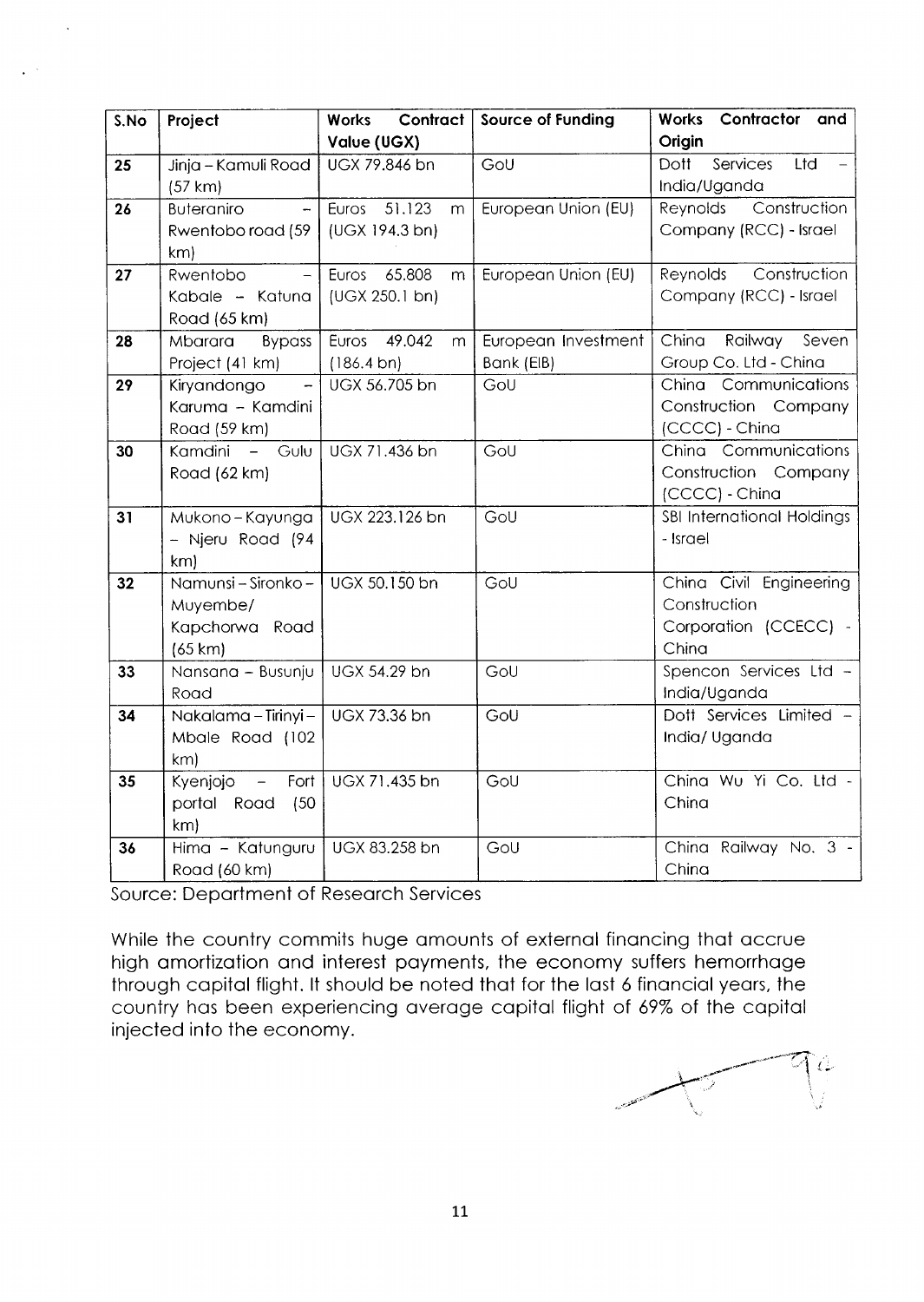| S.No | Project | Works Contract Value (UGX) | Source of Funding | Works Contractor and Origin |
|---|---|---|---|---|
| 25 | Jinja – Kamuli Road (57 km) | UGX 79.846 bn | GoU | Dott Services Ltd – India/Uganda |
| 26 | Buteraniro – Rwentobo road (59 km) | Euros 51.123 m (UGX 194.3 bn) | European Union (EU) | Reynolds Construction Company (RCC) - Israel |
| 27 | Rwentobo – Kabale – Katuna Road (65 km) | Euros 65.808 m (UGX 250.1 bn) | European Union (EU) | Reynolds Construction Company (RCC) - Israel |
| 28 | Mbarara Bypass Project (41 km) | Euros 49.042 m (186.4 bn) | European Investment Bank (EIB) | China Railway Seven Group Co. Ltd - China |
| 29 | Kiryandongo – Karuma – Kamdini Road (59 km) | UGX 56.705 bn | GoU | China Communications Construction Company (CCCC) - China |
| 30 | Kamdini – Gulu Road (62 km) | UGX 71.436 bn | GoU | China Communications Construction Company (CCCC) - China |
| 31 | Mukono – Kayunga – Njeru Road (94 km) | UGX 223.126 bn | GoU | SBI International Holdings - Israel |
| 32 | Namunsi – Sironko – Muyembe/ Kapchorwa Road (65 km) | UGX 50.150 bn | GoU | China Civil Engineering Construction Corporation (CCECC) - China |
| 33 | Nansana – Busunju Road | UGX 54.29 bn | GoU | Spencon Services Ltd – India/Uganda |
| 34 | Nakalama – Tirinyi – Mbale Road (102 km) | UGX 73.36 bn | GoU | Dott Services Limited – India/ Uganda |
| 35 | Kyenjojo – Fort portal Road (50 km) | UGX 71.435 bn | GoU | China Wu Yi Co. Ltd - China |
| 36 | Hima – Katunguru Road (60 km) | UGX 83.258 bn | GoU | China Railway No. 3 - China |

Source: Department of Research Services

While the country commits huge amounts of external financing that accrue high amortization and interest payments, the economy suffers hemorrhage through capital flight. It should be noted that for the last 6 financial years, the country has been experiencing average capital flight of 69% of the capital injected into the economy.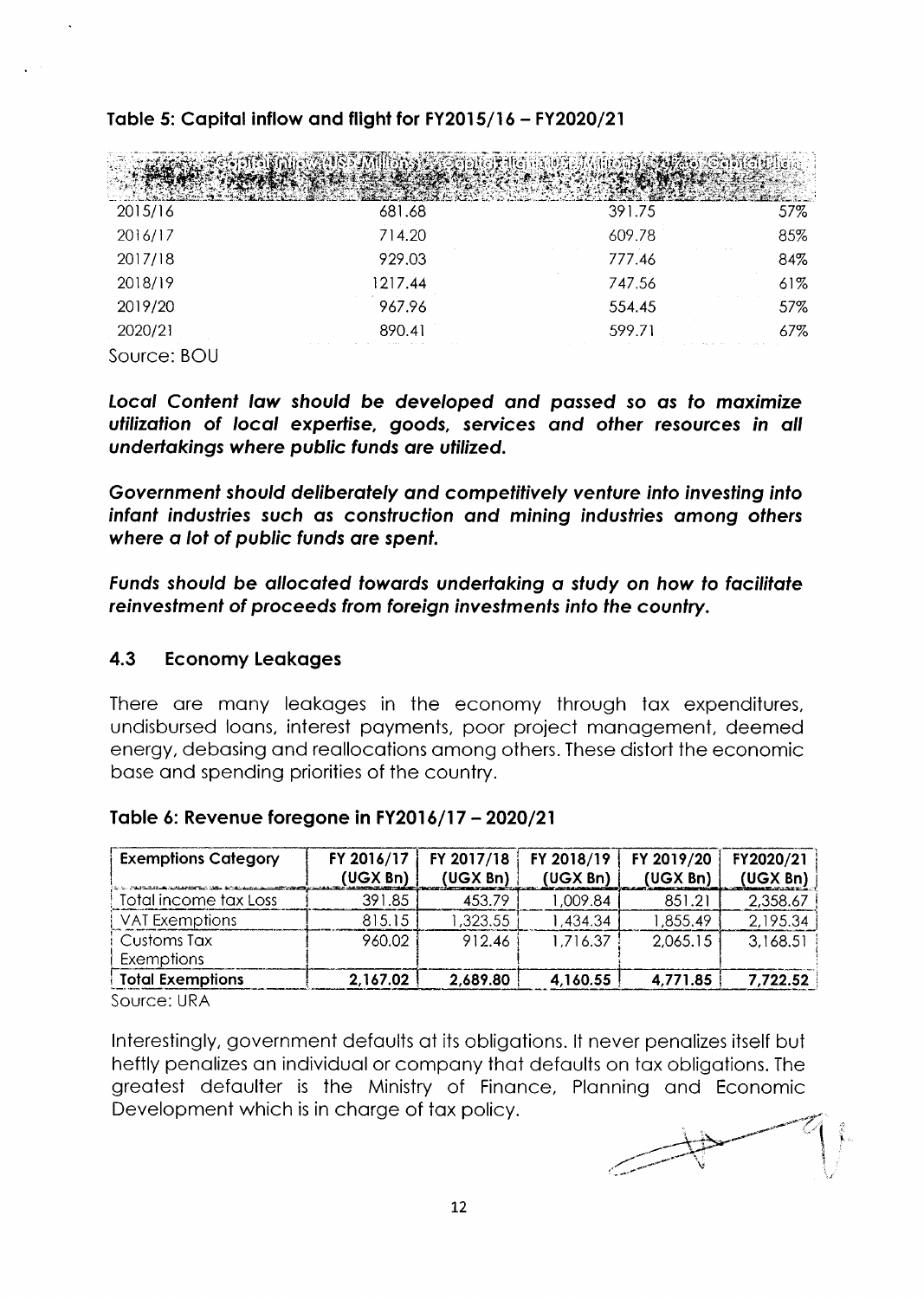**Table 5: Capital inflow and flight for FY2015/16 – FY2020/21**

| | Capital Inflow (USD Millions) | Capital Flight (USD Millions) | % of Capital Flight |
|---|---|---|---|
| 2015/16 | 681.68 | 391.75 | 57% |
| 2016/17 | 714.20 | 609.78 | 85% |
| 2017/18 | 929.03 | 777.46 | 84% |
| 2018/19 | 1217.44 | 747.56 | 61% |
| 2019/20 | 967.96 | 554.45 | 57% |
| 2020/21 | 890.41 | 599.71 | 67% |

Source: BOU

***Local Content law should be developed and passed so as to maximize utilization of local expertise, goods, services and other resources in all undertakings where public funds are utilized.***

***Government should deliberately and competitively venture into investing into infant industries such as construction and mining industries among others where a lot of public funds are spent.***

***Funds should be allocated towards undertaking a study on how to facilitate reinvestment of proceeds from foreign investments into the country.***

### 4.3 Economy Leakages

There are many leakages in the economy through tax expenditures, undisbursed loans, interest payments, poor project management, deemed energy, debasing and reallocations among others. These distort the economic base and spending priorities of the country.

**Table 6: Revenue foregone in FY2016/17 – 2020/21**

| Exemptions Category | FY 2016/17 (UGX Bn) | FY 2017/18 (UGX Bn) | FY 2018/19 (UGX Bn) | FY 2019/20 (UGX Bn) | FY2020/21 (UGX Bn) |
|---|---|---|---|---|---|
| Total income tax Loss | 391.85 | 453.79 | 1,009.84 | 851.21 | 2,358.67 |
| VAT Exemptions | 815.15 | 1,323.55 | 1,434.34 | 1,855.49 | 2,195.34 |
| Customs Tax Exemptions | 960.02 | 912.46 | 1,716.37 | 2,065.15 | 3,168.51 |
| **Total Exemptions** | **2,167.02** | **2,689.80** | **4,160.55** | **4,771.85** | **7,722.52** |

Source: URA

Interestingly, government defaults at its obligations. It never penalizes itself but heftly penalizes an individual or company that defaults on tax obligations. The greatest defaulter is the Ministry of Finance, Planning and Economic Development which is in charge of tax policy.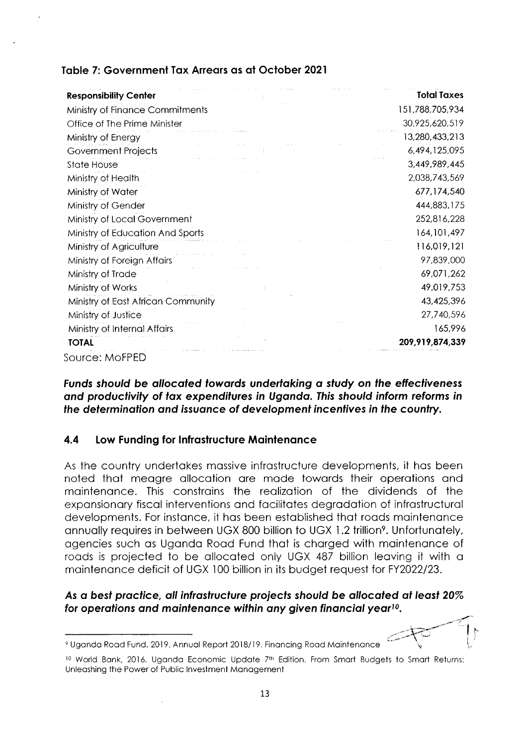### Table 7: Government Tax Arrears as at October 2021

| Responsibility Center | Total Taxes |
|---|---|
| Ministry of Finance Commitments | 151,788,705,934 |
| Office of The Prime Minister | 30,925,620,519 |
| Ministry of Energy | 13,280,433,213 |
| Government Projects | 6,494,125,095 |
| State House | 3,449,989,445 |
| Ministry of Health | 2,038,743,569 |
| Ministry of Water | 677,174,540 |
| Ministry of Gender | 444,883,175 |
| Ministry of Local Government | 252,816,228 |
| Ministry of Education And Sports | 164,101,497 |
| Ministry of Agriculture | 116,019,121 |
| Ministry of Foreign Affairs | 97,839,000 |
| Ministry of Trade | 69,071,262 |
| Ministry of Works | 49,019,753 |
| Ministry of East African Community | 43,425,396 |
| Ministry of Justice | 27,740,596 |
| Ministry of Internal Affairs | 165,996 |
| **TOTAL** | **209,919,874,339** |

Source: MoFPED

***Funds should be allocated towards undertaking a study on the effectiveness and productivity of tax expenditures in Uganda. This should inform reforms in the determination and issuance of development incentives in the country.***

## 4.4 Low Funding for Infrastructure Maintenance

As the country undertakes massive infrastructure developments, it has been noted that meagre allocation are made towards their operations and maintenance. This constrains the realization of the dividends of the expansionary fiscal interventions and facilitates degradation of infrastructural developments. For instance, it has been established that roads maintenance annually requires in between UGX 800 billion to UGX 1.2 trillion[9]. Unfortunately, agencies such as Uganda Road Fund that is charged with maintenance of roads is projected to be allocated only UGX 487 billion leaving it with a maintenance deficit of UGX 100 billion in its budget request for FY2022/23.

***As a best practice, all infrastructure projects should be allocated at least 20% for operations and maintenance within any given financial year[10].***

[9] Uganda Road Fund, 2019. Annual Report 2018/19. Financing Road Maintenance

[10] World Bank, 2016. Uganda Economic Update 7th Edition. From Smart Budgets to Smart Returns: Unleashing the Power of Public Investment Management